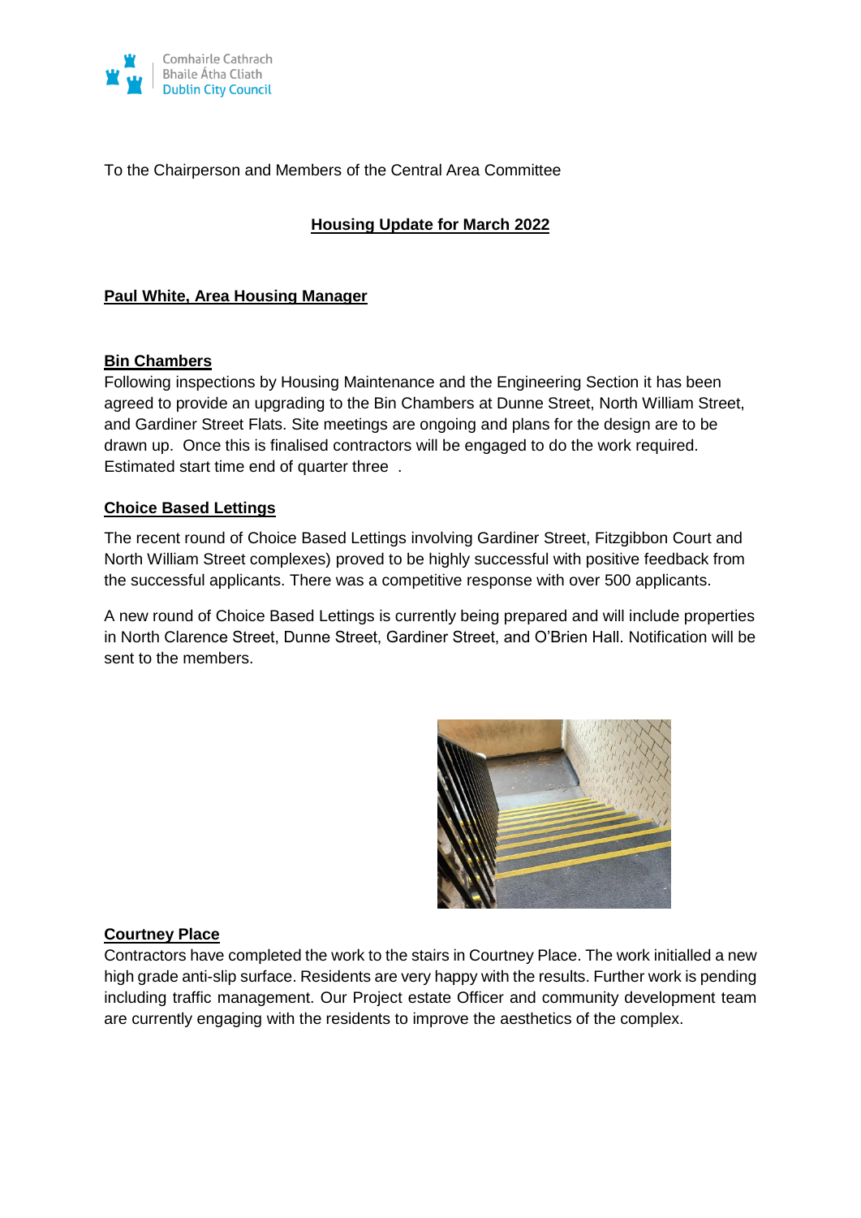To the Chairperson and Members of the Central Area Committee

## Housing Update for March 2022

### Paul White, Area Housing Manager

### Bin Chambers

Following inspections by Housing Maintenance and the Engineering Section it has been agreed to provide an upgrading to the Bin Chambers at Dunne Street, North William Street, and Gardiner Street Flats. Site meetings are ongoing and plans for the design are to be drawn up. Once this is finalised contractors will be engaged to do the work required. Estimated start time end of quarter three .

### Choice Based Lettings

The recent round of Choice Based Lettings involving Gardiner Street, Fitzgibbon Court and North William Street complexes) proved to be highly successful with positive feedback from the successful applicants. There was a competitive response with over 500 applicants.

A new round of Choice Based Lettings is currently being prepared and will include properties in North Clarence Street, Dunne Street, Gardiner Street, and O'Brien Hall. Notification will be sent to the members.

### Courtney Place

Contractors have completed the work to the stairs in Courtney Place. The work initialled a new high grade anti-slip surface. Residents are very happy with the results. Further work is pending including traffic management. Our Project estate Officer and community development team are currently engaging with the residents to improve the aesthetics of the complex.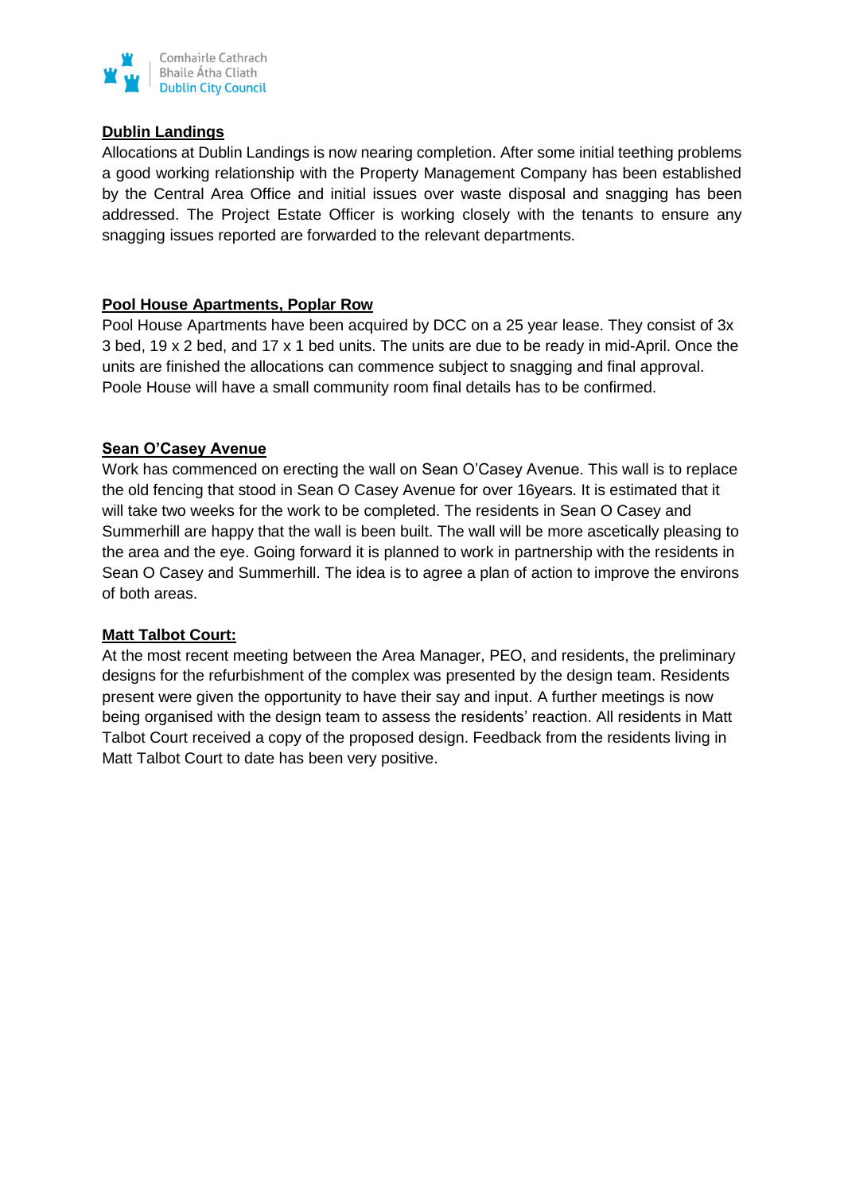**Dublin Landings**

Allocations at Dublin Landings is now nearing completion. After some initial teething problems a good working relationship with the Property Management Company has been established by the Central Area Office and initial issues over waste disposal and snagging has been addressed. The Project Estate Officer is working closely with the tenants to ensure any snagging issues reported are forwarded to the relevant departments.

**Pool House Apartments, Poplar Row**

Pool House Apartments have been acquired by DCC on a 25 year lease. They consist of 3x 3 bed, 19 x 2 bed, and 17 x 1 bed units. The units are due to be ready in mid-April. Once the units are finished the allocations can commence subject to snagging and final approval. Poole House will have a small community room final details has to be confirmed.

**Sean O'Casey Avenue**

Work has commenced on erecting the wall on Sean O'Casey Avenue. This wall is to replace the old fencing that stood in Sean O Casey Avenue for over 16years. It is estimated that it will take two weeks for the work to be completed. The residents in Sean O Casey and Summerhill are happy that the wall is been built. The wall will be more ascetically pleasing to the area and the eye. Going forward it is planned to work in partnership with the residents in Sean O Casey and Summerhill. The idea is to agree a plan of action to improve the environs of both areas.

**Matt Talbot Court:**

At the most recent meeting between the Area Manager, PEO, and residents, the preliminary designs for the refurbishment of the complex was presented by the design team. Residents present were given the opportunity to have their say and input. A further meetings is now being organised with the design team to assess the residents' reaction. All residents in Matt Talbot Court received a copy of the proposed design. Feedback from the residents living in Matt Talbot Court to date has been very positive.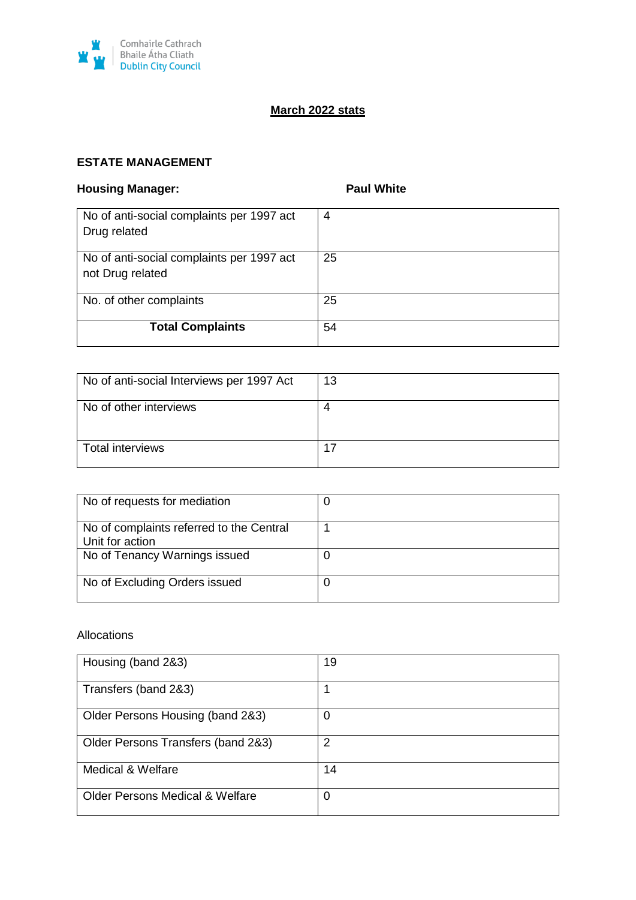Comhairle Cathrach Bhaile Átha Cliath
Dublin City Council

# March 2022 stats

## ESTATE MANAGEMENT

**Housing Manager:** **Paul White**

| | |
|---|---|
| No of anti-social complaints per 1997 act Drug related | 4 |
| No of anti-social complaints per 1997 act not Drug related | 25 |
| No. of other complaints | 25 |
| **Total Complaints** | 54 |

| | |
|---|---|
| No of anti-social Interviews per 1997 Act | 13 |
| No of other interviews | 4 |
| Total interviews | 17 |

| | |
|---|---|
| No of requests for mediation | 0 |
| No of complaints referred to the Central Unit for action | 1 |
| No of Tenancy Warnings issued | 0 |
| No of Excluding Orders issued | 0 |

Allocations

| | |
|---|---|
| Housing (band 2&3) | 19 |
| Transfers (band 2&3) | 1 |
| Older Persons Housing (band 2&3) | 0 |
| Older Persons Transfers (band 2&3) | 2 |
| Medical & Welfare | 14 |
| Older Persons Medical & Welfare | 0 |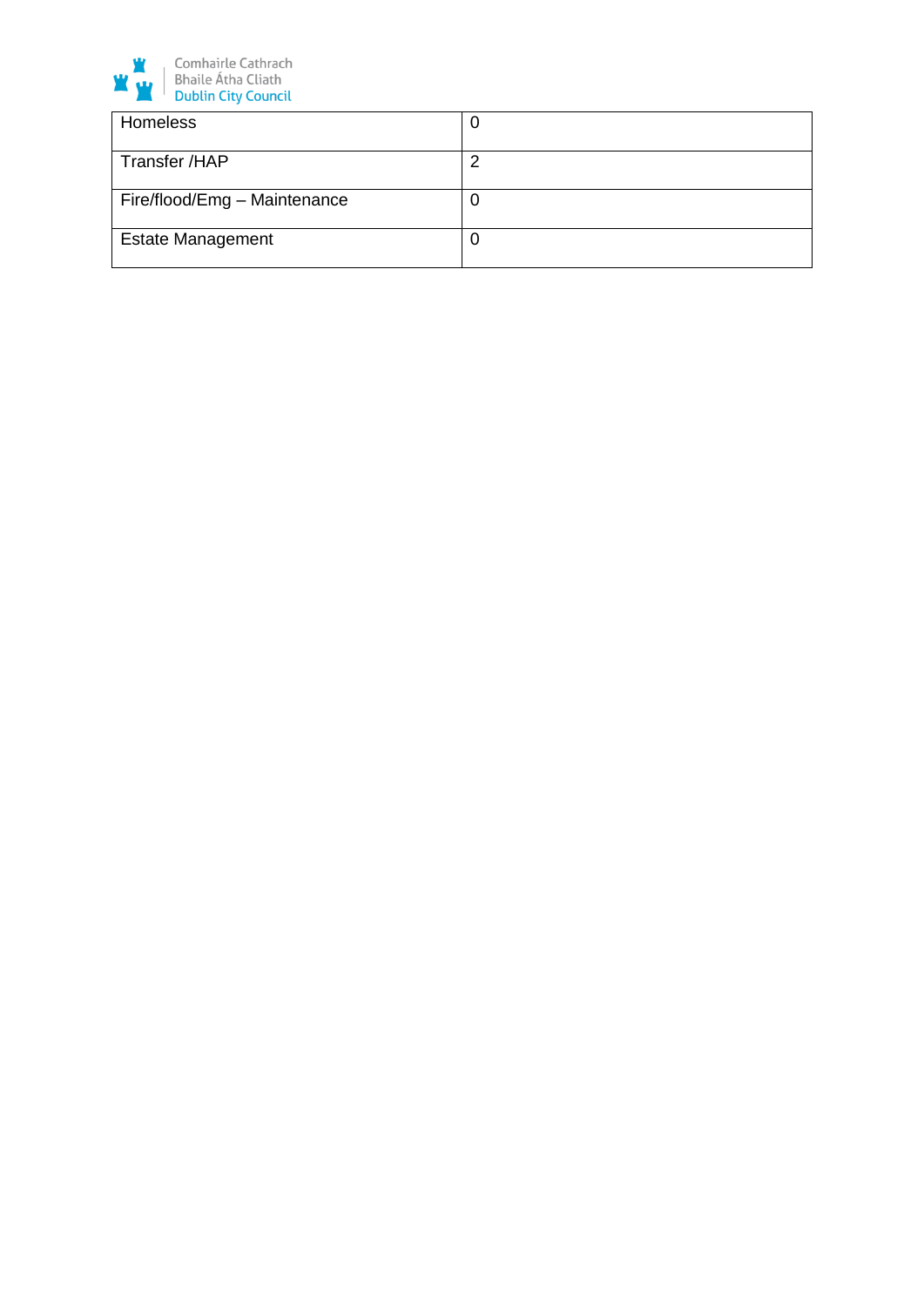| | |
|---|---|
| Homeless | 0 |
| Transfer /HAP | 2 |
| Fire/flood/Emg – Maintenance | 0 |
| Estate Management | 0 |